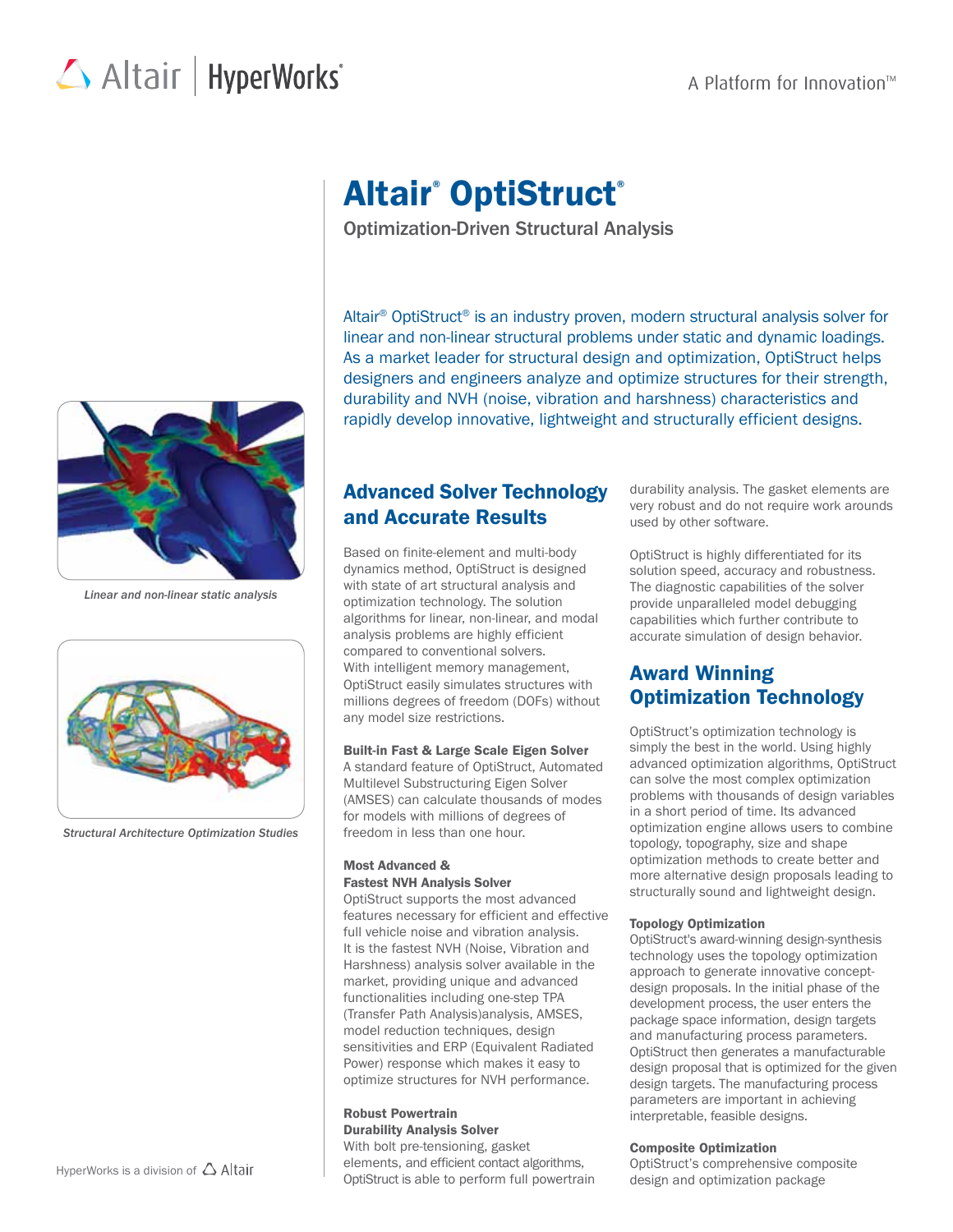# Altair® OptiStruct®

Optimization-Driven Structural Analysis

Altair® OptiStruct® is an industry proven, modern structural analysis solver for linear and non-linear structural problems under static and dynamic loadings. As a market leader for structural design and optimization, OptiStruct helps designers and engineers analyze and optimize structures for their strength, durability and NVH (noise, vibration and harshness) characteristics and rapidly develop innovative, lightweight and structurally efficient designs.

*Linear and non-linear static analysis*

*Structural Architecture Optimization Studies*

## Advanced Solver Technology and Accurate Results

Based on finite-element and multi-body dynamics method, OptiStruct is designed with state of art structural analysis and optimization technology. The solution algorithms for linear, non-linear, and modal analysis problems are highly efficient compared to conventional solvers. With intelligent memory management, OptiStruct easily simulates structures with millions degrees of freedom (DOFs) without any model size restrictions.

**Built-in Fast & Large Scale Eigen Solver**
A standard feature of OptiStruct, Automated Multilevel Substructuring Eigen Solver (AMSES) can calculate thousands of modes for models with millions of degrees of freedom in less than one hour.

**Most Advanced & Fastest NVH Analysis Solver**
OptiStruct supports the most advanced features necessary for efficient and effective full vehicle noise and vibration analysis. It is the fastest NVH (Noise, Vibration and Harshness) analysis solver available in the market, providing unique and advanced functionalities including one-step TPA (Transfer Path Analysis)analysis, AMSES, model reduction techniques, design sensitivities and ERP (Equivalent Radiated Power) response which makes it easy to optimize structures for NVH performance.

**Robust Powertrain Durability Analysis Solver**
With bolt pre-tensioning, gasket elements, and efficient contact algorithms, OptiStruct is able to perform full powertrain durability analysis. The gasket elements are very robust and do not require work arounds used by other software.

OptiStruct is highly differentiated for its solution speed, accuracy and robustness. The diagnostic capabilities of the solver provide unparalleled model debugging capabilities which further contribute to accurate simulation of design behavior.

## Award Winning Optimization Technology

OptiStruct's optimization technology is simply the best in the world. Using highly advanced optimization algorithms, OptiStruct can solve the most complex optimization problems with thousands of design variables in a short period of time. Its advanced optimization engine allows users to combine topology, topography, size and shape optimization methods to create better and more alternative design proposals leading to structurally sound and lightweight design.

**Topology Optimization**
OptiStruct's award-winning design-synthesis technology uses the topology optimization approach to generate innovative concept-design proposals. In the initial phase of the development process, the user enters the package space information, design targets and manufacturing process parameters. OptiStruct then generates a manufacturable design proposal that is optimized for the given design targets. The manufacturing process parameters are important in achieving interpretable, feasible designs.

**Composite Optimization**
OptiStruct's comprehensive composite design and optimization package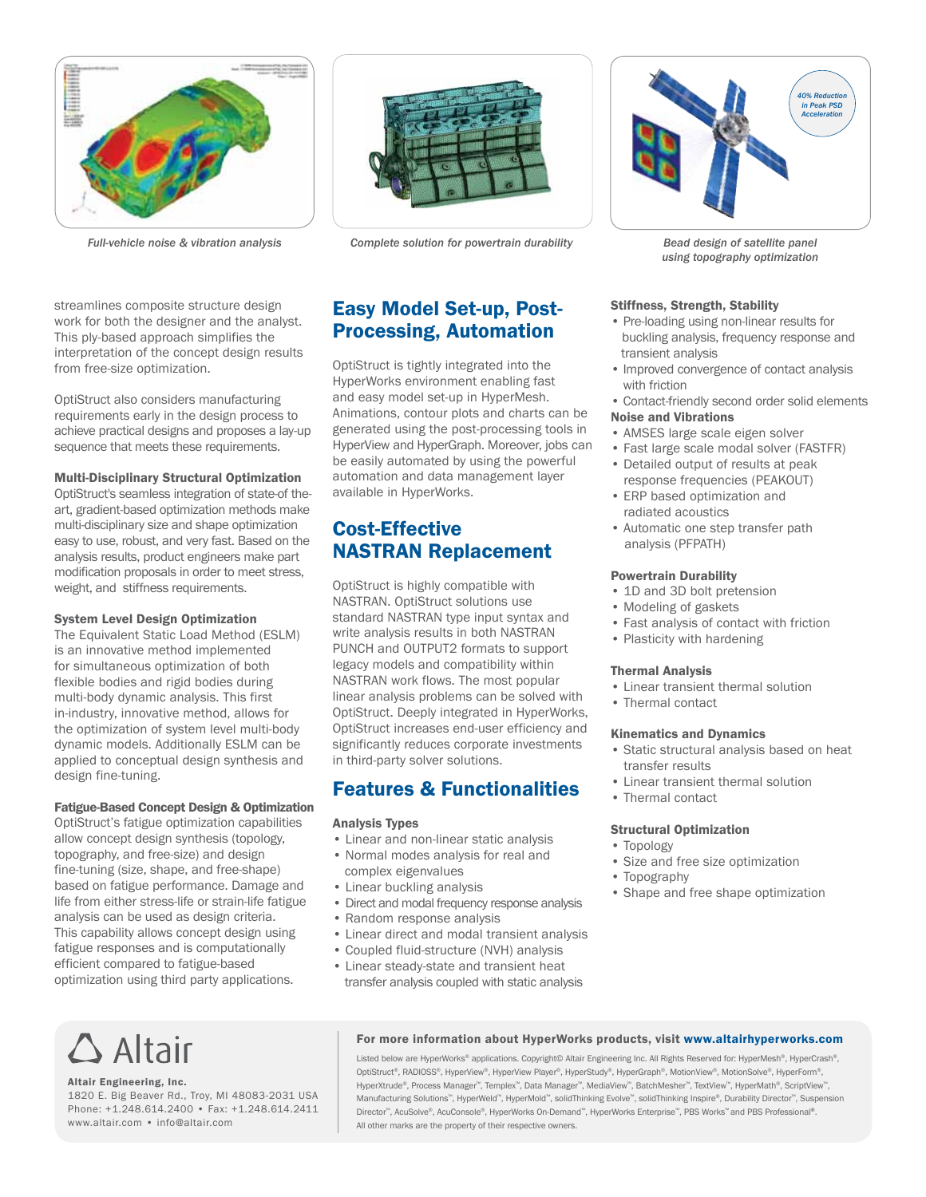*Full-vehicle noise & vibration analysis*

*Complete solution for powertrain durability*

40% Reduction in Peak PSD Acceleration

*Bead design of satellite panel using topography optimization*

streamlines composite structure design work for both the designer and the analyst. This ply-based approach simplifies the interpretation of the concept design results from free-size optimization.

OptiStruct also considers manufacturing requirements early in the design process to achieve practical designs and proposes a lay-up sequence that meets these requirements.

**Multi-Disciplinary Structural Optimization**
OptiStruct's seamless integration of state-of the-art, gradient-based optimization methods make multi-disciplinary size and shape optimization easy to use, robust, and very fast. Based on the analysis results, product engineers make part modification proposals in order to meet stress, weight, and stiffness requirements.

**System Level Design Optimization**
The Equivalent Static Load Method (ESLM) is an innovative method implemented for simultaneous optimization of both flexible bodies and rigid bodies during multi-body dynamic analysis. This first in-industry, innovative method, allows for the optimization of system level multi-body dynamic models. Additionally ESLM can be applied to conceptual design synthesis and design fine-tuning.

**Fatigue-Based Concept Design & Optimization**
OptiStruct's fatigue optimization capabilities allow concept design synthesis (topology, topography, and free-size) and design fine-tuning (size, shape, and free-shape) based on fatigue performance. Damage and life from either stress-life or strain-life fatigue analysis can be used as design criteria. This capability allows concept design using fatigue responses and is computationally efficient compared to fatigue-based optimization using third party applications.

## Easy Model Set-up, Post-Processing, Automation

OptiStruct is tightly integrated into the HyperWorks environment enabling fast and easy model set-up in HyperMesh. Animations, contour plots and charts can be generated using the post-processing tools in HyperView and HyperGraph. Moreover, jobs can be easily automated by using the powerful automation and data management layer available in HyperWorks.

## Cost-Effective NASTRAN Replacement

OptiStruct is highly compatible with NASTRAN. OptiStruct solutions use standard NASTRAN type input syntax and write analysis results in both NASTRAN PUNCH and OUTPUT2 formats to support legacy models and compatibility within NASTRAN work flows. The most popular linear analysis problems can be solved with OptiStruct. Deeply integrated in HyperWorks, OptiStruct increases end-user efficiency and significantly reduces corporate investments in third-party solver solutions.

## Features & Functionalities

**Analysis Types**
- Linear and non-linear static analysis
- Normal modes analysis for real and complex eigenvalues
- Linear buckling analysis
- Direct and modal frequency response analysis
- Random response analysis
- Linear direct and modal transient analysis
- Coupled fluid-structure (NVH) analysis
- Linear steady-state and transient heat transfer analysis coupled with static analysis

**Stiffness, Strength, Stability**
- Pre-loading using non-linear results for buckling analysis, frequency response and transient analysis
- Improved convergence of contact analysis with friction
- Contact-friendly second order solid elements

**Noise and Vibrations**
- AMSES large scale eigen solver
- Fast large scale modal solver (FASTFR)
- Detailed output of results at peak response frequencies (PEAKOUT)
- ERP based optimization and radiated acoustics
- Automatic one step transfer path analysis (PFPATH)

**Powertrain Durability**
- 1D and 3D bolt pretension
- Modeling of gaskets
- Fast analysis of contact with friction
- Plasticity with hardening

**Thermal Analysis**
- Linear transient thermal solution
- Thermal contact

**Kinematics and Dynamics**
- Static structural analysis based on heat transfer results
- Linear transient thermal solution
- Thermal contact

**Structural Optimization**
- Topology
- Size and free size optimization
- Topography
- Shape and free shape optimization

Altair

**Altair Engineering, Inc.**
1820 E. Big Beaver Rd., Troy, MI 48083-2031 USA
Phone: +1.248.614.2400 • Fax: +1.248.614.2411
www.altair.com • info@altair.com

**For more information about HyperWorks products, visit www.altairhyperworks.com**

Listed below are HyperWorks® applications. Copyright© Altair Engineering Inc. All Rights Reserved for: HyperMesh®, HyperCrash®, OptiStruct®, RADIOSS®, HyperView®, HyperView Player®, HyperStudy®, HyperGraph®, MotionView®, MotionSolve®, HyperForm®, HyperXtrude®, Process Manager™, Templex™, Data Manager™, MediaView™, BatchMesher™, TextView™, HyperMath®, ScriptView™, Manufacturing Solutions™, HyperWeld™, HyperMold™, solidThinking Evolve™, solidThinking Inspire®, Durability Director™, Suspension Director™, AcuSolve®, AcuConsole®, HyperWorks On-Demand™, HyperWorks Enterprise™, PBS Works™ and PBS Professional®. All other marks are the property of their respective owners.